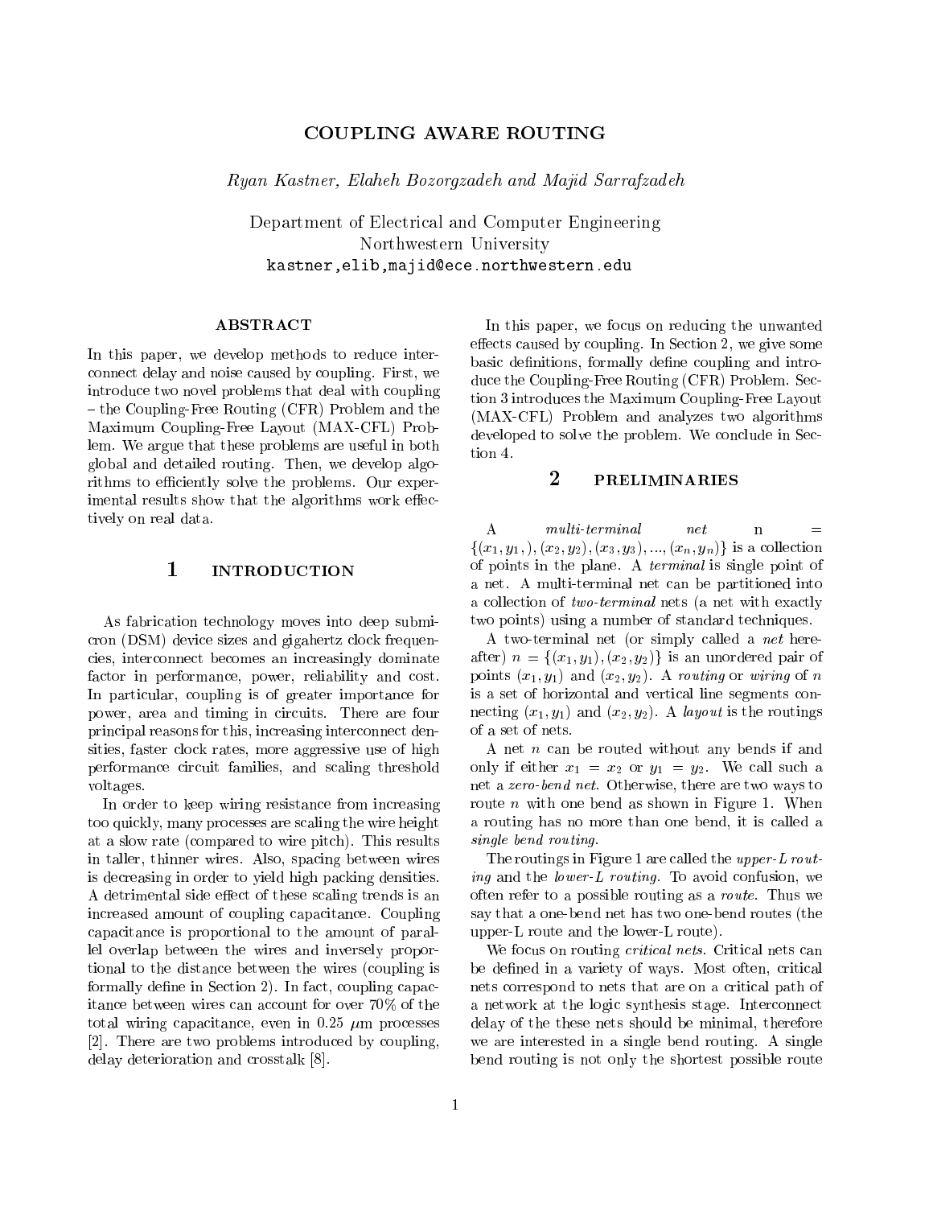# COUPLING AWARE ROUTING

*Ryan Kastner, Elaheh Bozorgzadeh and Majid Sarrafzadeh*

Department of Electrical and Computer Engineering
Northwestern University
kastner,elib,majid@ece.northwestern.edu

## ABSTRACT

In this paper, we develop methods to reduce interconnect delay and noise caused by coupling. First, we introduce two novel problems that deal with coupling – the Coupling-Free Routing (CFR) Problem and the Maximum Coupling-Free Layout (MAX-CFL) Problem. We argue that these problems are useful in both global and detailed routing. Then, we develop algorithms to efficiently solve the problems. Our experimental results show that the algorithms work effectively on real data.

## 1 INTRODUCTION

As fabrication technology moves into deep submicron (DSM) device sizes and gigahertz clock frequencies, interconnect becomes an increasingly dominate factor in performance, power, reliability and cost. In particular, coupling is of greater importance for power, area and timing in circuits. There are four principal reasons for this, increasing interconnect densities, faster clock rates, more aggressive use of high performance circuit families, and scaling threshold voltages.

In order to keep wiring resistance from increasing too quickly, many processes are scaling the wire height at a slow rate (compared to wire pitch). This results in taller, thinner wires. Also, spacing between wires is decreasing in order to yield high packing densities. A detrimental side effect of these scaling trends is an increased amount of coupling capacitance. Coupling capacitance is proportional to the amount of parallel overlap between the wires and inversely proportional to the distance between the wires (coupling is formally define in Section 2). In fact, coupling capacitance between wires can account for over 70% of the total wiring capacitance, even in 0.25 $\mu$m processes [2]. There are two problems introduced by coupling, delay deterioration and crosstalk [8].

In this paper, we focus on reducing the unwanted effects caused by coupling. In Section 2, we give some basic definitions, formally define coupling and introduce the Coupling-Free Routing (CFR) Problem. Section 3 introduces the Maximum Coupling-Free Layout (MAX-CFL) Problem and analyzes two algorithms developed to solve the problem. We conclude in Section 4.

## 2 PRELIMINARIES

A *multi-terminal net* n $= \{(x_1, y_1,), (x_2, y_2), (x_3, y_3), ..., (x_n, y_n)\}$ is a collection of points in the plane. A *terminal* is single point of a net. A multi-terminal net can be partitioned into a collection of *two-terminal* nets (a net with exactly two points) using a number of standard techniques.

A two-terminal net (or simply called a *net* hereafter) $n = \{(x_1, y_1), (x_2, y_2)\}$ is an unordered pair of points $(x_1, y_1)$ and $(x_2, y_2)$. A *routing* or *wiring* of $n$ is a set of horizontal and vertical line segments connecting $(x_1, y_1)$ and $(x_2, y_2)$. A *layout* is the routings of a set of nets.

A net $n$ can be routed without any bends if and only if either $x_1 = x_2$ or $y_1 = y_2$. We call such a net a *zero-bend net*. Otherwise, there are two ways to route $n$ with one bend as shown in Figure 1. When a routing has no more than one bend, it is called a *single bend routing*.

The routings in Figure 1 are called the *upper-L routing* and the *lower-L routing*. To avoid confusion, we often refer to a possible routing as a *route*. Thus we say that a one-bend net has two one-bend routes (the upper-L route and the lower-L route).

We focus on routing *critical nets*. Critical nets can be defined in a variety of ways. Most often, critical nets correspond to nets that are on a critical path of a network at the logic synthesis stage. Interconnect delay of the these nets should be minimal, therefore we are interested in a single bend routing. A single bend routing is not only the shortest possible route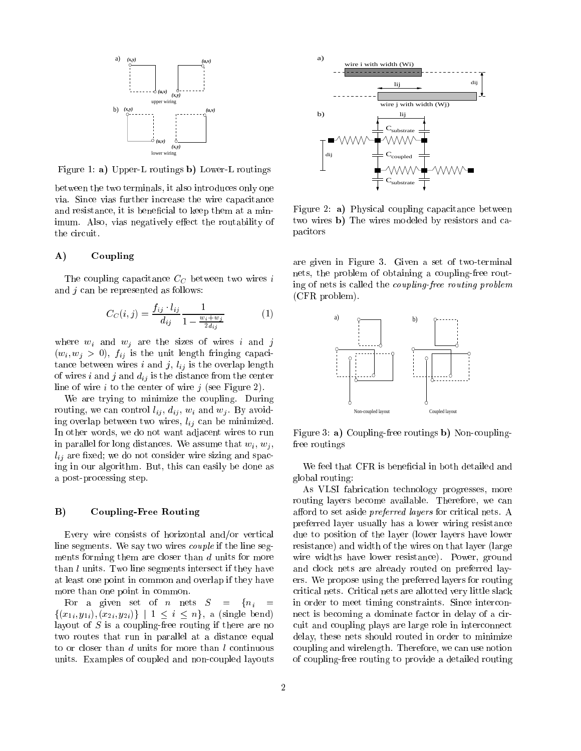Figure 1: **a)** Upper-L routings **b)** Lower-L routings

between the two terminals, it also introduces only one via. Since vias further increase the wire capacitance and resistance, it is beneficial to keep them at a minimum. Also, vias negatively effect the routability of the circuit.

### A) Coupling

The coupling capacitance $C_C$ between two wires $i$ and $j$ can be represented as follows:

$$C_C(i,j) = \frac{f_{ij} \cdot l_{ij}}{d_{ij}} \frac{1}{1 - \frac{w_i + w_j}{2d_{ij}}} \quad (1)$$

where $w_i$ and $w_j$ are the sizes of wires $i$ and $j$ ($w_i, w_j > 0$), $f_{ij}$ is the unit length fringing capacitance between wires $i$ and $j$, $l_{ij}$ is the overlap length of wires $i$ and $j$ and $d_{ij}$ is the distance from the center line of wire $i$ to the center of wire $j$ (see Figure 2).

We are trying to minimize the coupling. During routing, we can control $l_{ij}$, $d_{ij}$, $w_i$ and $w_j$. By avoiding overlap between two wires, $l_{ij}$ can be minimized. In other words, we do not want adjacent wires to run in parallel for long distances. We assume that $w_i$, $w_j$, $l_{ij}$ are fixed; we do not consider wire sizing and spacing in our algorithm. But, this can easily be done as a post-processing step.

### B) Coupling-Free Routing

Every wire consists of horizontal and/or vertical line segments. We say two wires *couple* if the line segments forming them are closer than $d$ units for more than $l$ units. Two line segments intersect if they have at least one point in common and overlap if they have more than one point in common.

For a given set of $n$ nets $S = \{n_i = \{(x_{1i}, y_{1i}), (x_{2i}, y_{2i})\} \mid 1 \leq i \leq n\}$, a (single bend) layout of $S$ is a coupling-free routing if there are no two routes that run in parallel at a distance equal to or closer than $d$ units for more than $l$ continuous units. Examples of coupled and non-coupled layouts are given in Figure 3. Given a set of two-terminal nets, the problem of obtaining a coupling-free routing of nets is called the *coupling-free routing problem* (CFR problem).

Figure 2: **a)** Physical coupling capacitance between two wires **b)** The wires modeled by resistors and capacitors

Figure 3: **a)** Coupling-free routings **b)** Non-coupling-free routings

We feel that CFR is beneficial in both detailed and global routing:

As VLSI fabrication technology progresses, more routing layers become available. Therefore, we can afford to set aside *preferred layers* for critical nets. A preferred layer usually has a lower wiring resistance due to position of the layer (lower layers have lower resistance) and width of the wires on that layer (large wire widths have lower resistance). Power, ground and clock nets are already routed on preferred layers. We propose using the preferred layers for routing critical nets. Critical nets are allotted very little slack in order to meet timing constraints. Since interconnect is becoming a dominate factor in delay of a circuit and coupling plays are large role in interconnect delay, these nets should routed in order to minimize coupling and wirelength. Therefore, we can use notion of coupling-free routing to provide a detailed routing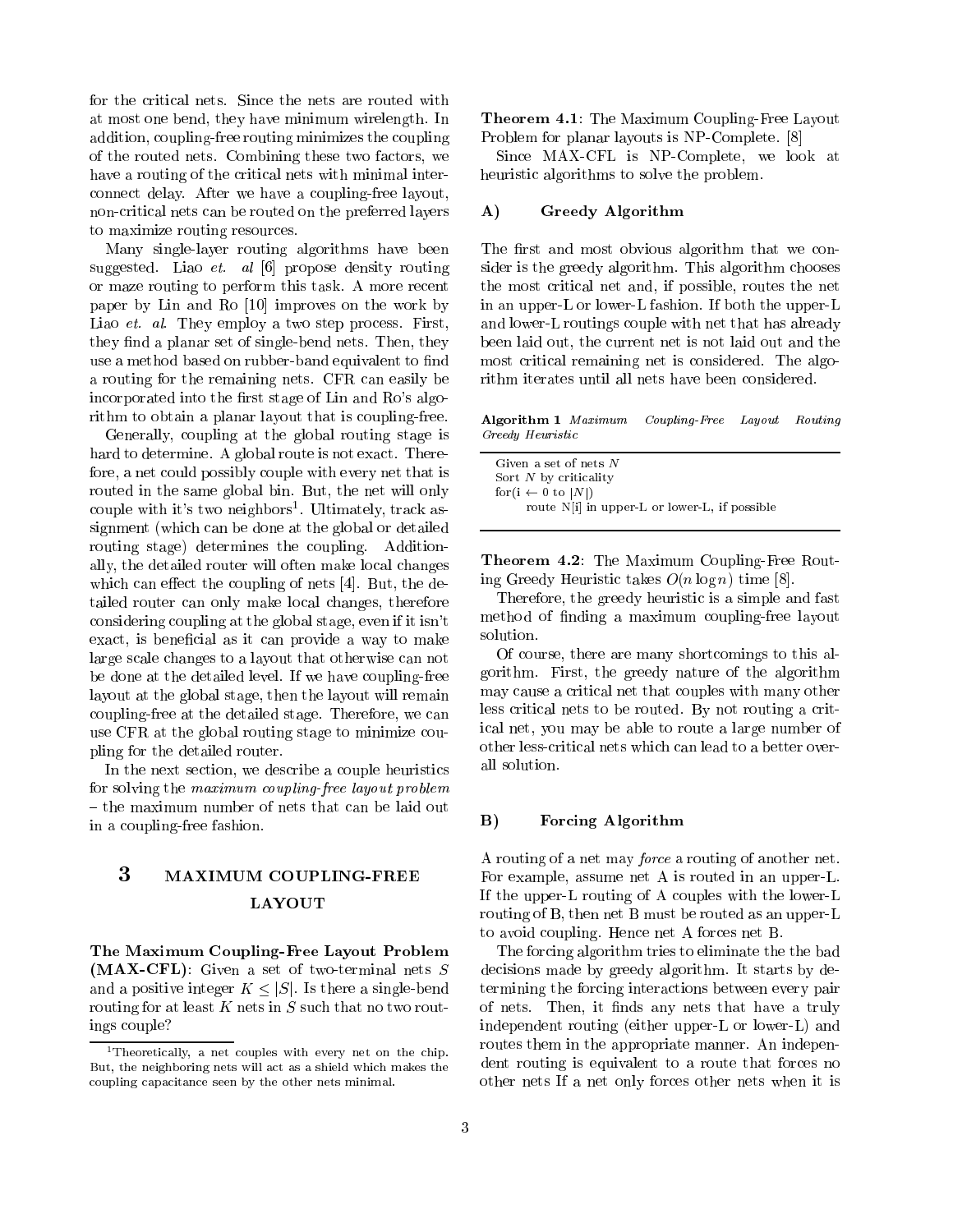for the critical nets. Since the nets are routed with at most one bend, they have minimum wirelength. In addition, coupling-free routing minimizes the coupling of the routed nets. Combining these two factors, we have a routing of the critical nets with minimal interconnect delay. After we have a coupling-free layout, non-critical nets can be routed on the preferred layers to maximize routing resources.

Many single-layer routing algorithms have been suggested. Liao *et. al* [6] propose density routing or maze routing to perform this task. A more recent paper by Lin and Ro [10] improves on the work by Liao *et. al*. They employ a two step process. First, they find a planar set of single-bend nets. Then, they use a method based on rubber-band equivalent to find a routing for the remaining nets. CFR can easily be incorporated into the first stage of Lin and Ro's algorithm to obtain a planar layout that is coupling-free.

Generally, coupling at the global routing stage is hard to determine. A global route is not exact. Therefore, a net could possibly couple with every net that is routed in the same global bin. But, the net will only couple with it's two neighbors[1]. Ultimately, track assignment (which can be done at the global or detailed routing stage) determines the coupling. Additionally, the detailed router will often make local changes which can effect the coupling of nets [4]. But, the detailed router can only make local changes, therefore considering coupling at the global stage, even if it isn't exact, is beneficial as it can provide a way to make large scale changes to a layout that otherwise can not be done at the detailed level. If we have coupling-free layout at the global stage, then the layout will remain coupling-free at the detailed stage. Therefore, we can use CFR at the global routing stage to minimize coupling for the detailed router.

In the next section, we describe a couple heuristics for solving the *maximum coupling-free layout problem* – the maximum number of nets that can be laid out in a coupling-free fashion.

[1] Theoretically, a net couples with every net on the chip. But, the neighboring nets will act as a shield which makes the coupling capacitance seen by the other nets minimal.

# 3 MAXIMUM COUPLING-FREE LAYOUT

**The Maximum Coupling-Free Layout Problem (MAX-CFL)**: Given a set of two-terminal nets $S$ and a positive integer $K \leq |S|$. Is there a single-bend routing for at least $K$ nets in $S$ such that no two routings couple?

**Theorem 4.1**: The Maximum Coupling-Free Layout Problem for planar layouts is NP-Complete. [8]

Since MAX-CFL is NP-Complete, we look at heuristic algorithms to solve the problem.

## A) Greedy Algorithm

The first and most obvious algorithm that we consider is the greedy algorithm. This algorithm chooses the most critical net and, if possible, routes the net in an upper-L or lower-L fashion. If both the upper-L and lower-L routings couple with net that has already been laid out, the current net is not laid out and the most critical remaining net is considered. The algorithm iterates until all nets have been considered.

**Algorithm 1** *Maximum Coupling-Free Layout Routing Greedy Heuristic*

```
Given a set of nets N
Sort N by criticality
for(i ← 0 to |N|)
    route N[i] in upper-L or lower-L, if possible
```

**Theorem 4.2**: The Maximum Coupling-Free Routing Greedy Heuristic takes $O(n \log n)$ time [8].

Therefore, the greedy heuristic is a simple and fast method of finding a maximum coupling-free layout solution.

Of course, there are many shortcomings to this algorithm. First, the greedy nature of the algorithm may cause a critical net that couples with many other less critical nets to be routed. By not routing a critical net, you may be able to route a large number of other less-critical nets which can lead to a better overall solution.

## B) Forcing Algorithm

A routing of a net may *force* a routing of another net. For example, assume net A is routed in an upper-L. If the upper-L routing of A couples with the lower-L routing of B, then net B must be routed as an upper-L to avoid coupling. Hence net A forces net B.

The forcing algorithm tries to eliminate the the bad decisions made by greedy algorithm. It starts by determining the forcing interactions between every pair of nets. Then, it finds any nets that have a truly independent routing (either upper-L or lower-L) and routes them in the appropriate manner. An independent routing is equivalent to a route that forces no other nets If a net only forces other nets when it is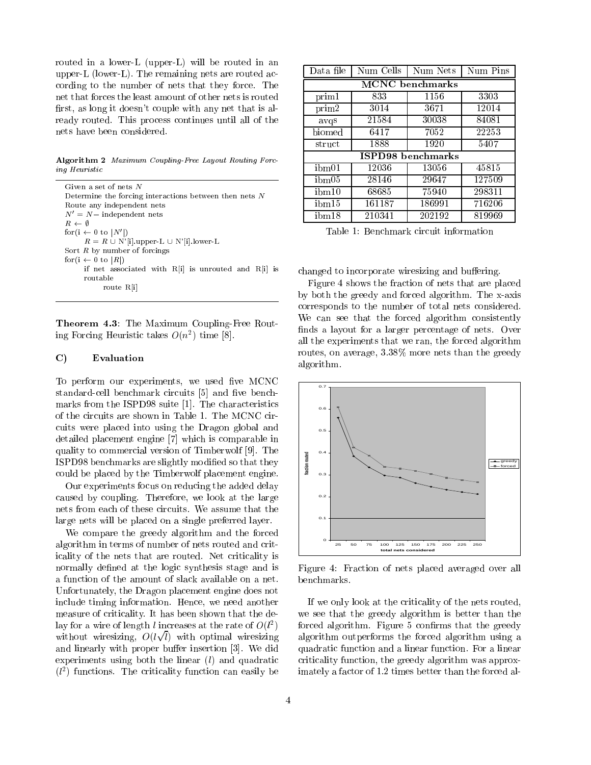routed in a lower-L (upper-L) will be routed in an upper-L (lower-L). The remaining nets are routed according to the number of nets that they force. The net that forces the least amount of other nets is routed first, as long it doesn't couple with any net that is already routed. This process continues until all of the nets have been considered.

**Algorithm 2** *Maximum Coupling-Free Layout Routing Forcing Heuristic*

```
Given a set of nets N
Determine the forcing interactions between then nets N
Route any independent nets
N' = N − independent nets
R ← ∅
for(i ← 0 to |N'|)
      R = R ∪ N'[i].upper-L ∪ N'[i].lower-L
Sort R by number of forcings
for(i ← 0 to |R|)
      if net associated with R[i] is unrouted and R[i] is
      routable
            route R[i]
```

**Theorem 4.3**: The Maximum Coupling-Free Routing Forcing Heuristic takes $O(n^2)$ time [8].

### C) Evaluation

To perform our experiments, we used five MCNC standard-cell benchmark circuits [5] and five benchmarks from the ISPD98 suite [1]. The characteristics of the circuits are shown in Table 1. The MCNC circuits were placed into using the Dragon global and detailed placement engine [7] which is comparable in quality to commercial version of Timberwolf [9]. The ISPD98 benchmarks are slightly modified so that they could be placed by the Timberwolf placement engine.

Our experiments focus on reducing the added delay caused by coupling. Therefore, we look at the large nets from each of these circuits. We assume that the large nets will be placed on a single preferred layer.

We compare the greedy algorithm and the forced algorithm in terms of number of nets routed and criticality of the nets that are routed. Net criticality is normally defined at the logic synthesis stage and is a function of the amount of slack available on a net. Unfortunately, the Dragon placement engine does not include timing information. Hence, we need another measure of criticality. It has been shown that the delay for a wire of length $l$ increases at the rate of $O(l^2)$ without wiresizing, $O(l\sqrt{l})$ with optimal wiresizing and linearly with proper buffer insertion [3]. We did experiments using both the linear ($l$) and quadratic ($l^2$) functions. The criticality function can easily be changed to incorporate wiresizing and buffering.

| Data file | Num Cells | Num Nets | Num Pins |
|---|---|---|---|
| **MCNC benchmarks** | | | |
| prim1 | 833 | 1156 | 3303 |
| prim2 | 3014 | 3671 | 12014 |
| avqs | 21584 | 30038 | 84081 |
| biomed | 6417 | 7052 | 22253 |
| struct | 1888 | 1920 | 5407 |
| **ISPD98 benchmarks** | | | |
| ibm01 | 12036 | 13056 | 45815 |
| ibm05 | 28146 | 29647 | 127509 |
| ibm10 | 68685 | 75940 | 298311 |
| ibm15 | 161187 | 186991 | 716206 |
| ibm18 | 210341 | 202192 | 819969 |

Table 1: Benchmark circuit information

Figure 4 shows the fraction of nets that are placed by both the greedy and forced algorithm. The x-axis corresponds to the number of total nets considered. We can see that the forced algorithm consistently finds a layout for a larger percentage of nets. Over all the experiments that we ran, the forced algorithm routes, on average, 3.38% more nets than the greedy algorithm.

Figure 4: Fraction of nets placed averaged over all benchmarks.

If we only look at the criticality of the nets routed, we see that the greedy algorithm is better than the forced algorithm. Figure 5 confirms that the greedy algorithm outperforms the forced algorithm using a quadratic function and a linear function. For a linear criticality function, the greedy algorithm was approximately a factor of 1.2 times better than the forced al-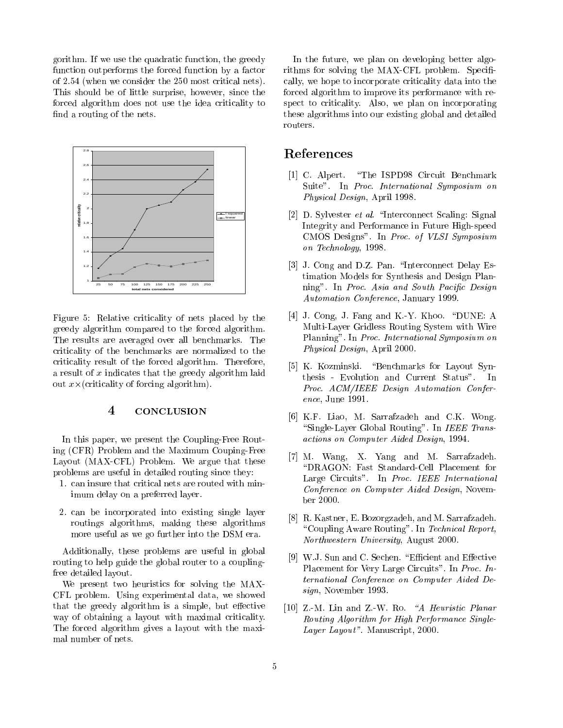gorithm. If we use the quadratic function, the greedy function outperforms the forced function by a factor of 2.54 (when we consider the 250 most critical nets). This should be of little surprise, however, since the forced algorithm does not use the idea criticality to find a routing of the nets.

2.8
2.6
2.4
2.2
2
1.8
1.6
1.4
1.2
1

relative criticality

25 50 75 100 125 150 175 200 225 250

total nets considered

l squared
linear

Figure 5: Relative criticality of nets placed by the greedy algorithm compared to the forced algorithm. The results are averaged over all benchmarks. The criticality of the benchmarks are normalized to the criticality result of the forced algorithm. Therefore, a result of $x$ indicates that the greedy algorithm laid out $x \times$(criticality of forcing algorithm).

## 4 CONCLUSION

In this paper, we present the Coupling-Free Routing (CFR) Problem and the Maximum Couping-Free Layout (MAX-CFL) Problem. We argue that these problems are useful in detailed routing since they:

1. can insure that critical nets are routed with minimum delay on a preferred layer.
2. can be incorporated into existing single layer routings algorithms, making these algorithms more useful as we go further into the DSM era.

Additionally, these problems are useful in global routing to help guide the global router to a coupling-free detailed layout.

We present two heuristics for solving the MAX-CFL problem. Using experimental data, we showed that the greedy algorithm is a simple, but effective way of obtaining a layout with maximal criticality. The forced algorithm gives a layout with the maximal number of nets.

In the future, we plan on developing better algorithms for solving the MAX-CFL problem. Specifically, we hope to incorporate criticality data into the forced algorithm to improve its performance with respect to criticality. Also, we plan on incorporating these algorithms into our existing global and detailed routers.

## References

[1] C. Alpert. "The ISPD98 Circuit Benchmark Suite". In *Proc. International Symposium on Physical Design*, April 1998.

[2] D. Sylvester *et al*. "Interconnect Scaling: Signal Integrity and Performance in Future High-speed CMOS Designs". In *Proc. of VLSI Symposium on Technology*, 1998.

[3] J. Cong and D.Z. Pan. "Interconnect Delay Estimation Models for Synthesis and Design Planning". In *Proc. Asia and South Pacific Design Automation Conference*, January 1999.

[4] J. Cong, J. Fang and K.-Y. Khoo. "DUNE: A Multi-Layer Gridless Routing System with Wire Planning". In *Proc. International Symposium on Physical Design*, April 2000.

[5] K. Kozminski. "Benchmarks for Layout Synthesis - Evolution and Current Status". In *Proc. ACM/IEEE Design Automation Conference*, June 1991.

[6] K.F. Liao, M. Sarrafzadeh and C.K. Wong. "Single-Layer Global Routing". In *IEEE Transactions on Computer Aided Design*, 1994.

[7] M. Wang, X. Yang and M. Sarrafzadeh. "DRAGON: Fast Standard-Cell Placement for Large Circuits". In *Proc. IEEE International Conference on Computer Aided Design*, November 2000.

[8] R. Kastner, E. Bozorgzadeh, and M. Sarrafzadeh. "Coupling Aware Routing". In *Technical Report, Northwestern University*, August 2000.

[9] W.J. Sun and C. Sechen. "Efficient and Effective Placement for Very Large Circuits". In *Proc. International Conference on Computer Aided Design*, November 1993.

[10] Z.-M. Lin and Z.-W. Ro. *"A Heuristic Planar Routing Algorithm for High Performance Single-Layer Layout"*. Manuscript, 2000.